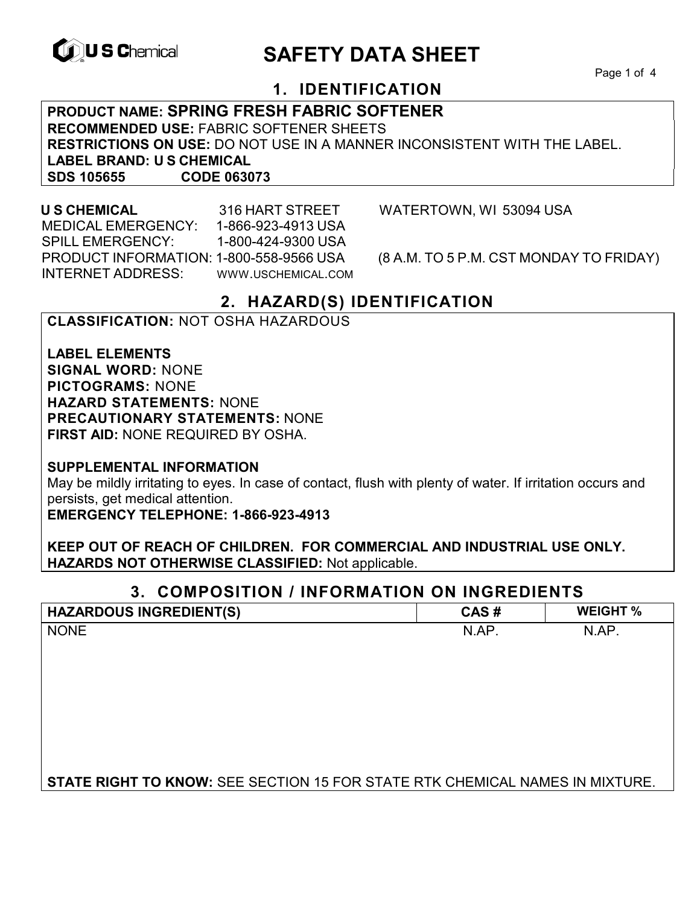# SAFETY DATA SHEET

## 1. IDENTIFICATION

**PRODUCT NAME: SPRING FRESH FABRIC SOFTENER**
**RECOMMENDED USE:** FABRIC SOFTENER SHEETS
**RESTRICTIONS ON USE:** DO NOT USE IN A MANNER INCONSISTENT WITH THE LABEL.
**LABEL BRAND: U S CHEMICAL**
**SDS 105655 CODE 063073**

**U S CHEMICAL** 316 HART STREET WATERTOWN, WI 53094 USA
MEDICAL EMERGENCY: 1-866-923-4913 USA
SPILL EMERGENCY: 1-800-424-9300 USA
PRODUCT INFORMATION: 1-800-558-9566 USA (8 A.M. TO 5 P.M. CST MONDAY TO FRIDAY)
INTERNET ADDRESS: WWW.USCHEMICAL.COM

## 2. HAZARD(S) IDENTIFICATION

**CLASSIFICATION:** NOT OSHA HAZARDOUS

**LABEL ELEMENTS**
**SIGNAL WORD:** NONE
**PICTOGRAMS:** NONE
**HAZARD STATEMENTS:** NONE
**PRECAUTIONARY STATEMENTS:** NONE
**FIRST AID:** NONE REQUIRED BY OSHA.

**SUPPLEMENTAL INFORMATION**
May be mildly irritating to eyes. In case of contact, flush with plenty of water. If irritation occurs and persists, get medical attention.
**EMERGENCY TELEPHONE: 1-866-923-4913**

**KEEP OUT OF REACH OF CHILDREN. FOR COMMERCIAL AND INDUSTRIAL USE ONLY.**
**HAZARDS NOT OTHERWISE CLASSIFIED:** Not applicable.

## 3. COMPOSITION / INFORMATION ON INGREDIENTS

| HAZARDOUS INGREDIENT(S) | CAS # | WEIGHT % |
|---|---|---|
| NONE | N.AP. | N.AP. |

**STATE RIGHT TO KNOW:** SEE SECTION 15 FOR STATE RTK CHEMICAL NAMES IN MIXTURE.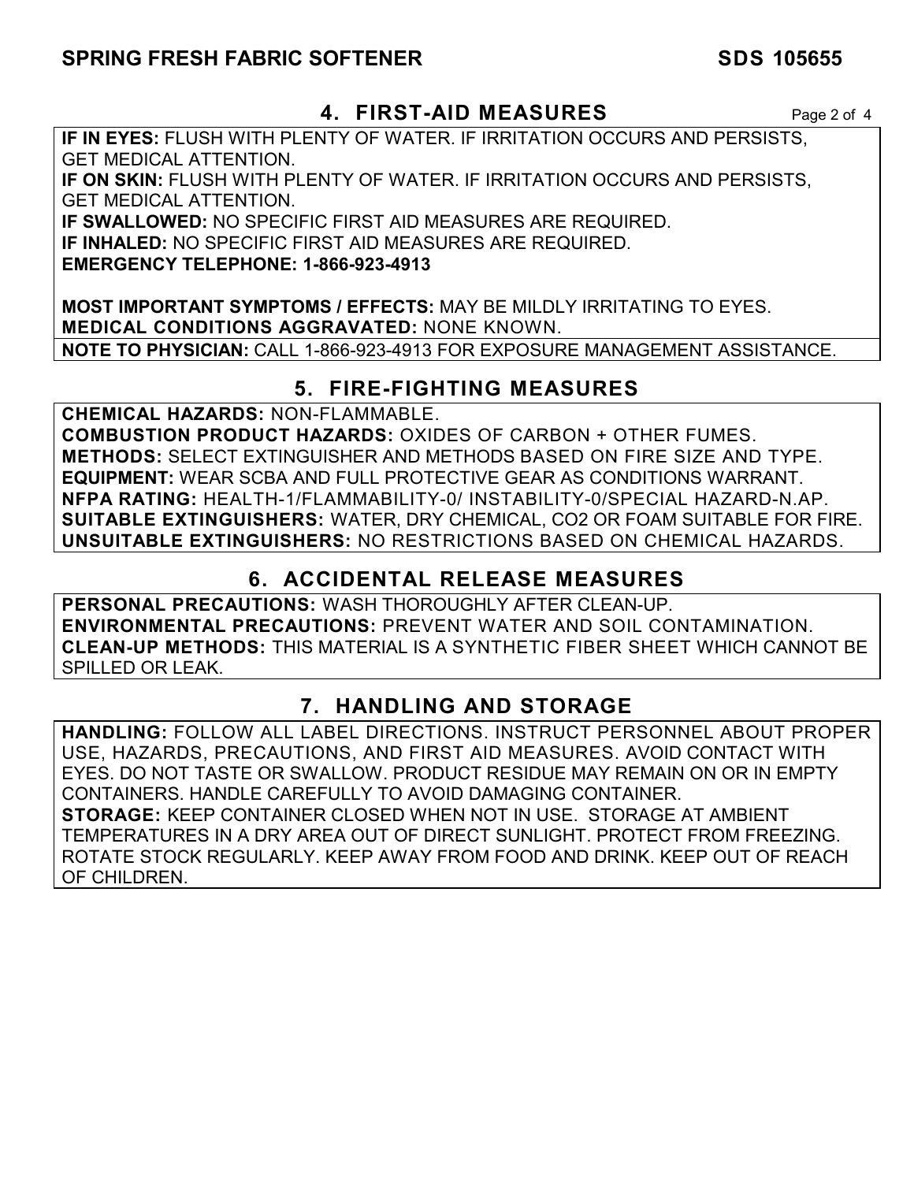## 4. FIRST-AID MEASURES

**IF IN EYES:** FLUSH WITH PLENTY OF WATER. IF IRRITATION OCCURS AND PERSISTS, GET MEDICAL ATTENTION.
**IF ON SKIN:** FLUSH WITH PLENTY OF WATER. IF IRRITATION OCCURS AND PERSISTS, GET MEDICAL ATTENTION.
**IF SWALLOWED:** NO SPECIFIC FIRST AID MEASURES ARE REQUIRED.
**IF INHALED:** NO SPECIFIC FIRST AID MEASURES ARE REQUIRED.
**EMERGENCY TELEPHONE: 1-866-923-4913**

**MOST IMPORTANT SYMPTOMS / EFFECTS:** MAY BE MILDLY IRRITATING TO EYES.
**MEDICAL CONDITIONS AGGRAVATED:** NONE KNOWN.
**NOTE TO PHYSICIAN:** CALL 1-866-923-4913 FOR EXPOSURE MANAGEMENT ASSISTANCE.

## 5. FIRE-FIGHTING MEASURES

**CHEMICAL HAZARDS:** NON-FLAMMABLE.
**COMBUSTION PRODUCT HAZARDS:** OXIDES OF CARBON + OTHER FUMES.
**METHODS:** SELECT EXTINGUISHER AND METHODS BASED ON FIRE SIZE AND TYPE.
**EQUIPMENT:** WEAR SCBA AND FULL PROTECTIVE GEAR AS CONDITIONS WARRANT.
**NFPA RATING:** HEALTH-1/FLAMMABILITY-0/ INSTABILITY-0/SPECIAL HAZARD-N.AP.
**SUITABLE EXTINGUISHERS:** WATER, DRY CHEMICAL, $CO_2$ OR FOAM SUITABLE FOR FIRE.
**UNSUITABLE EXTINGUISHERS:** NO RESTRICTIONS BASED ON CHEMICAL HAZARDS.

## 6. ACCIDENTAL RELEASE MEASURES

**PERSONAL PRECAUTIONS:** WASH THOROUGHLY AFTER CLEAN-UP.
**ENVIRONMENTAL PRECAUTIONS:** PREVENT WATER AND SOIL CONTAMINATION.
**CLEAN-UP METHODS:** THIS MATERIAL IS A SYNTHETIC FIBER SHEET WHICH CANNOT BE SPILLED OR LEAK.

## 7. HANDLING AND STORAGE

**HANDLING:** FOLLOW ALL LABEL DIRECTIONS. INSTRUCT PERSONNEL ABOUT PROPER USE, HAZARDS, PRECAUTIONS, AND FIRST AID MEASURES. AVOID CONTACT WITH EYES. DO NOT TASTE OR SWALLOW. PRODUCT RESIDUE MAY REMAIN ON OR IN EMPTY CONTAINERS. HANDLE CAREFULLY TO AVOID DAMAGING CONTAINER.
**STORAGE:** KEEP CONTAINER CLOSED WHEN NOT IN USE. STORAGE AT AMBIENT TEMPERATURES IN A DRY AREA OUT OF DIRECT SUNLIGHT. PROTECT FROM FREEZING. ROTATE STOCK REGULARLY. KEEP AWAY FROM FOOD AND DRINK. KEEP OUT OF REACH OF CHILDREN.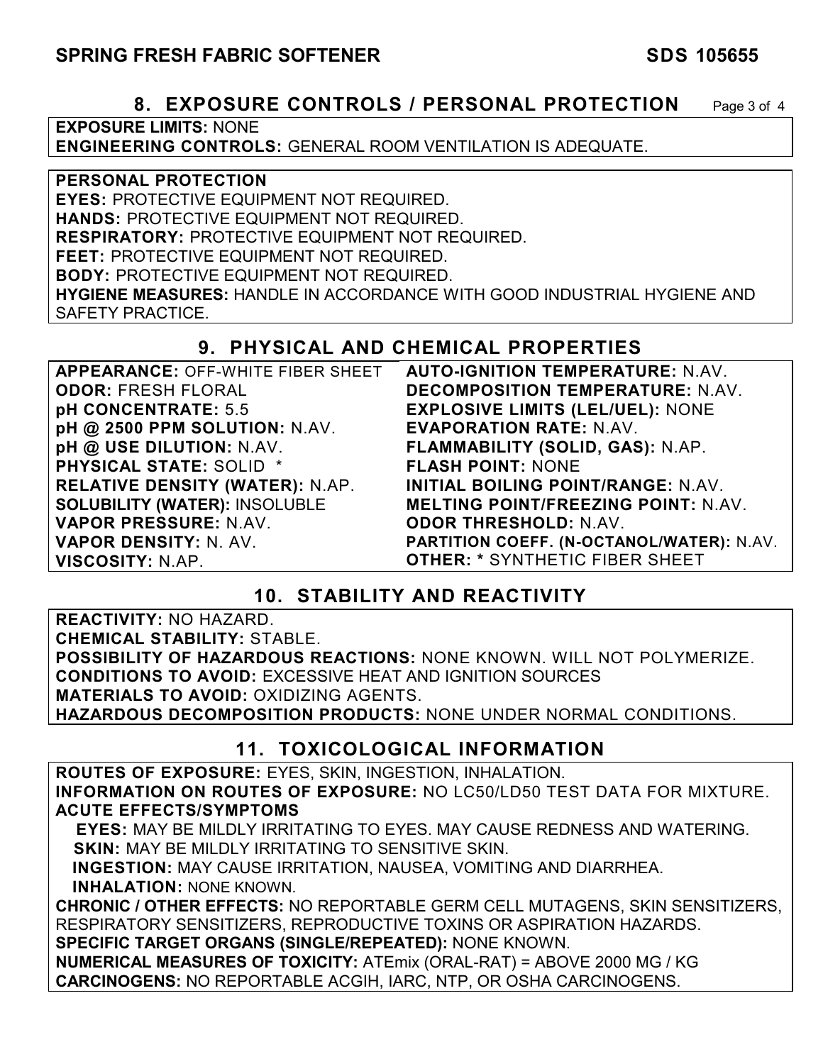## 8. EXPOSURE CONTROLS / PERSONAL PROTECTION

**EXPOSURE LIMITS:** NONE
**ENGINEERING CONTROLS:** GENERAL ROOM VENTILATION IS ADEQUATE.

**PERSONAL PROTECTION**
**EYES:** PROTECTIVE EQUIPMENT NOT REQUIRED.
**HANDS:** PROTECTIVE EQUIPMENT NOT REQUIRED.
**RESPIRATORY:** PROTECTIVE EQUIPMENT NOT REQUIRED.
**FEET:** PROTECTIVE EQUIPMENT NOT REQUIRED.
**BODY:** PROTECTIVE EQUIPMENT NOT REQUIRED.
**HYGIENE MEASURES:** HANDLE IN ACCORDANCE WITH GOOD INDUSTRIAL HYGIENE AND SAFETY PRACTICE.

## 9. PHYSICAL AND CHEMICAL PROPERTIES

**APPEARANCE:** OFF-WHITE FIBER SHEET
**ODOR:** FRESH FLORAL
**pH CONCENTRATE:** 5.5
**pH @ 2500 PPM SOLUTION:** N.AV.
**pH @ USE DILUTION:** N.AV.
**PHYSICAL STATE:** SOLID *
**RELATIVE DENSITY (WATER):** N.AP.
**SOLUBILITY (WATER):** INSOLUBLE
**VAPOR PRESSURE:** N.AV.
**VAPOR DENSITY:** N. AV.
**VISCOSITY:** N.AP.
**AUTO-IGNITION TEMPERATURE:** N.AV.
**DECOMPOSITION TEMPERATURE:** N.AV.
**EXPLOSIVE LIMITS (LEL/UEL):** NONE
**EVAPORATION RATE:** N.AV.
**FLAMMABILITY (SOLID, GAS):** N.AP.
**FLASH POINT:** NONE
**INITIAL BOILING POINT/RANGE:** N.AV.
**MELTING POINT/FREEZING POINT:** N.AV.
**ODOR THRESHOLD:** N.AV.
**PARTITION COEFF. (N-OCTANOL/WATER):** N.AV.
**OTHER:** * SYNTHETIC FIBER SHEET

## 10. STABILITY AND REACTIVITY

**REACTIVITY:** NO HAZARD.
**CHEMICAL STABILITY:** STABLE.
**POSSIBILITY OF HAZARDOUS REACTIONS:** NONE KNOWN. WILL NOT POLYMERIZE.
**CONDITIONS TO AVOID:** EXCESSIVE HEAT AND IGNITION SOURCES
**MATERIALS TO AVOID:** OXIDIZING AGENTS.
**HAZARDOUS DECOMPOSITION PRODUCTS:** NONE UNDER NORMAL CONDITIONS.

## 11. TOXICOLOGICAL INFORMATION

**ROUTES OF EXPOSURE:** EYES, SKIN, INGESTION, INHALATION.
**INFORMATION ON ROUTES OF EXPOSURE:** NO LC50/LD50 TEST DATA FOR MIXTURE.
**ACUTE EFFECTS/SYMPTOMS**
**EYES:** MAY BE MILDLY IRRITATING TO EYES. MAY CAUSE REDNESS AND WATERING.
**SKIN:** MAY BE MILDLY IRRITATING TO SENSITIVE SKIN.
**INGESTION:** MAY CAUSE IRRITATION, NAUSEA, VOMITING AND DIARRHEA.
**INHALATION:** NONE KNOWN.
**CHRONIC / OTHER EFFECTS:** NO REPORTABLE GERM CELL MUTAGENS, SKIN SENSITIZERS, RESPIRATORY SENSITIZERS, REPRODUCTIVE TOXINS OR ASPIRATION HAZARDS.
**SPECIFIC TARGET ORGANS (SINGLE/REPEATED):** NONE KNOWN.
**NUMERICAL MEASURES OF TOXICITY:** ATEmix (ORAL-RAT) = ABOVE 2000 MG / KG
**CARCINOGENS:** NO REPORTABLE ACGIH, IARC, NTP, OR OSHA CARCINOGENS.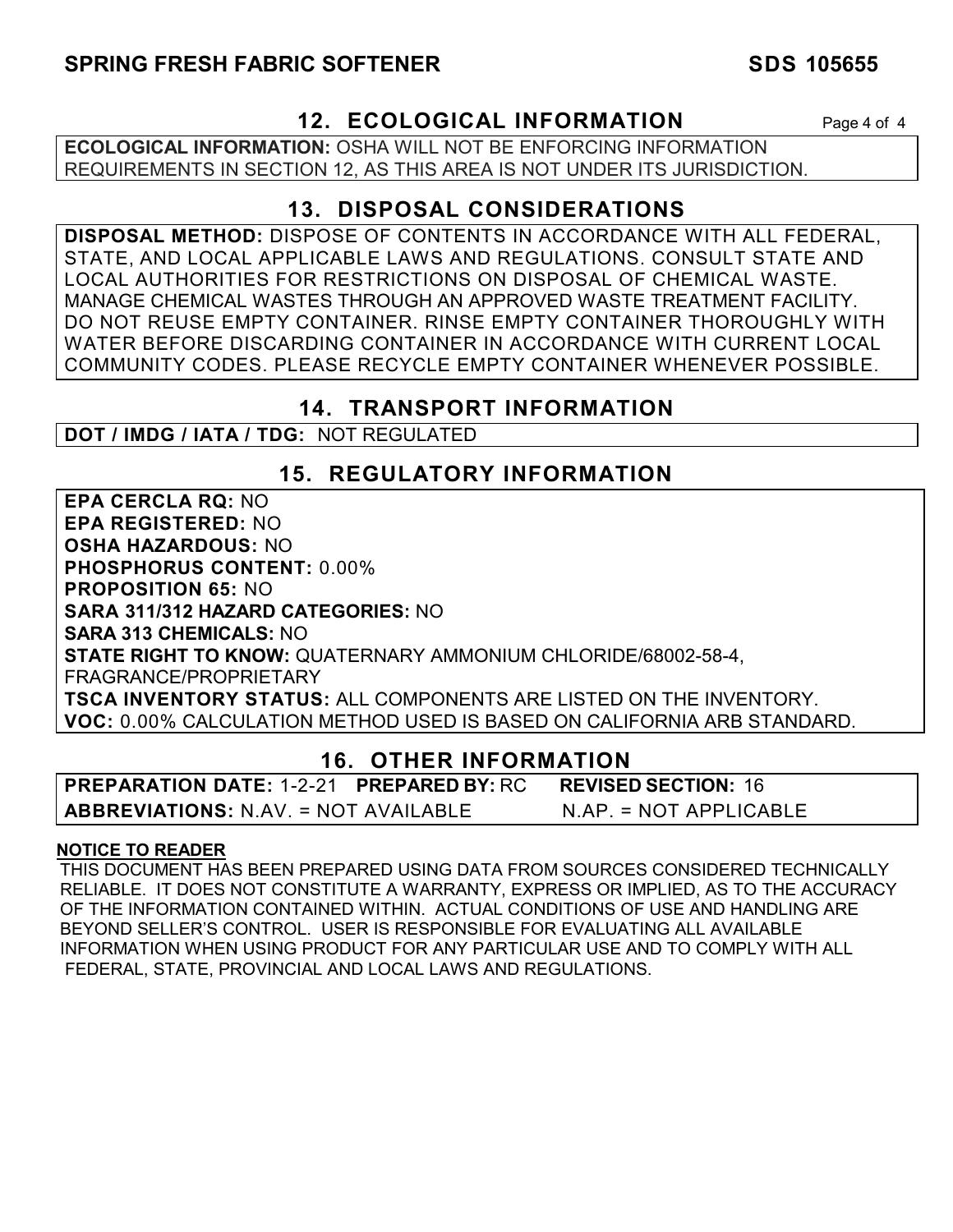## 12. ECOLOGICAL INFORMATION

**ECOLOGICAL INFORMATION:** OSHA WILL NOT BE ENFORCING INFORMATION REQUIREMENTS IN SECTION 12, AS THIS AREA IS NOT UNDER ITS JURISDICTION.

## 13. DISPOSAL CONSIDERATIONS

**DISPOSAL METHOD:** DISPOSE OF CONTENTS IN ACCORDANCE WITH ALL FEDERAL, STATE, AND LOCAL APPLICABLE LAWS AND REGULATIONS. CONSULT STATE AND LOCAL AUTHORITIES FOR RESTRICTIONS ON DISPOSAL OF CHEMICAL WASTE. MANAGE CHEMICAL WASTES THROUGH AN APPROVED WASTE TREATMENT FACILITY. DO NOT REUSE EMPTY CONTAINER. RINSE EMPTY CONTAINER THOROUGHLY WITH WATER BEFORE DISCARDING CONTAINER IN ACCORDANCE WITH CURRENT LOCAL COMMUNITY CODES. PLEASE RECYCLE EMPTY CONTAINER WHENEVER POSSIBLE.

## 14. TRANSPORT INFORMATION

**DOT / IMDG / IATA / TDG:** NOT REGULATED

## 15. REGULATORY INFORMATION

**EPA CERCLA RQ:** NO
**EPA REGISTERED:** NO
**OSHA HAZARDOUS:** NO
**PHOSPHORUS CONTENT:** 0.00%
**PROPOSITION 65:** NO
**SARA 311/312 HAZARD CATEGORIES:** NO
**SARA 313 CHEMICALS:** NO
**STATE RIGHT TO KNOW:** QUATERNARY AMMONIUM CHLORIDE/68002-58-4, FRAGRANCE/PROPRIETARY
**TSCA INVENTORY STATUS:** ALL COMPONENTS ARE LISTED ON THE INVENTORY.
**VOC:** 0.00% CALCULATION METHOD USED IS BASED ON CALIFORNIA ARB STANDARD.

## 16. OTHER INFORMATION

**PREPARATION DATE:** 1-2-21 **PREPARED BY:** RC **REVISED SECTION:** 16
**ABBREVIATIONS:** N.AV. = NOT AVAILABLE N.AP. = NOT APPLICABLE

**NOTICE TO READER**

THIS DOCUMENT HAS BEEN PREPARED USING DATA FROM SOURCES CONSIDERED TECHNICALLY RELIABLE. IT DOES NOT CONSTITUTE A WARRANTY, EXPRESS OR IMPLIED, AS TO THE ACCURACY OF THE INFORMATION CONTAINED WITHIN. ACTUAL CONDITIONS OF USE AND HANDLING ARE BEYOND SELLER'S CONTROL. USER IS RESPONSIBLE FOR EVALUATING ALL AVAILABLE INFORMATION WHEN USING PRODUCT FOR ANY PARTICULAR USE AND TO COMPLY WITH ALL FEDERAL, STATE, PROVINCIAL AND LOCAL LAWS AND REGULATIONS.